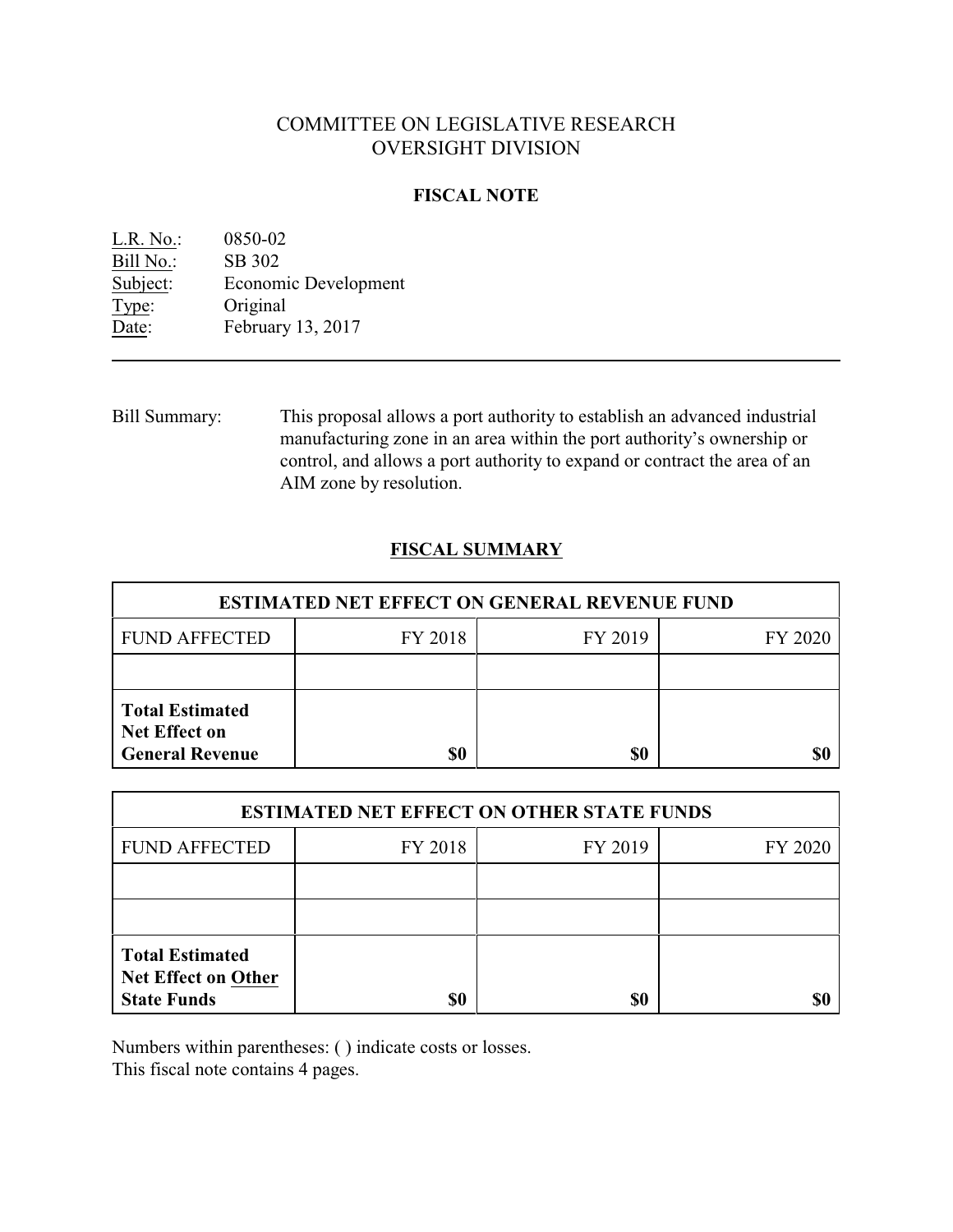# COMMITTEE ON LEGISLATIVE RESEARCH
# OVERSIGHT DIVISION

## FISCAL NOTE

L.R. No.: 0850-02
Bill No.: SB 302
Subject: Economic Development
Type: Original
Date: February 13, 2017

---

Bill Summary: This proposal allows a port authority to establish an advanced industrial manufacturing zone in an area within the port authority's ownership or control, and allows a port authority to expand or contract the area of an AIM zone by resolution.

## FISCAL SUMMARY

| ESTIMATED NET EFFECT ON GENERAL REVENUE FUND | | | |
|---|---|---|---|
| FUND AFFECTED | FY 2018 | FY 2019 | FY 2020 |
| | | | |
| **Total Estimated Net Effect on General Revenue** | **$0** | **$0** | **$0** |

| ESTIMATED NET EFFECT ON OTHER STATE FUNDS | | | |
|---|---|---|---|
| FUND AFFECTED | FY 2018 | FY 2019 | FY 2020 |
| | | | |
| | | | |
| **Total Estimated Net Effect on Other State Funds** | **$0** | **$0** | **$0** |

Numbers within parentheses: ( ) indicate costs or losses.
This fiscal note contains 4 pages.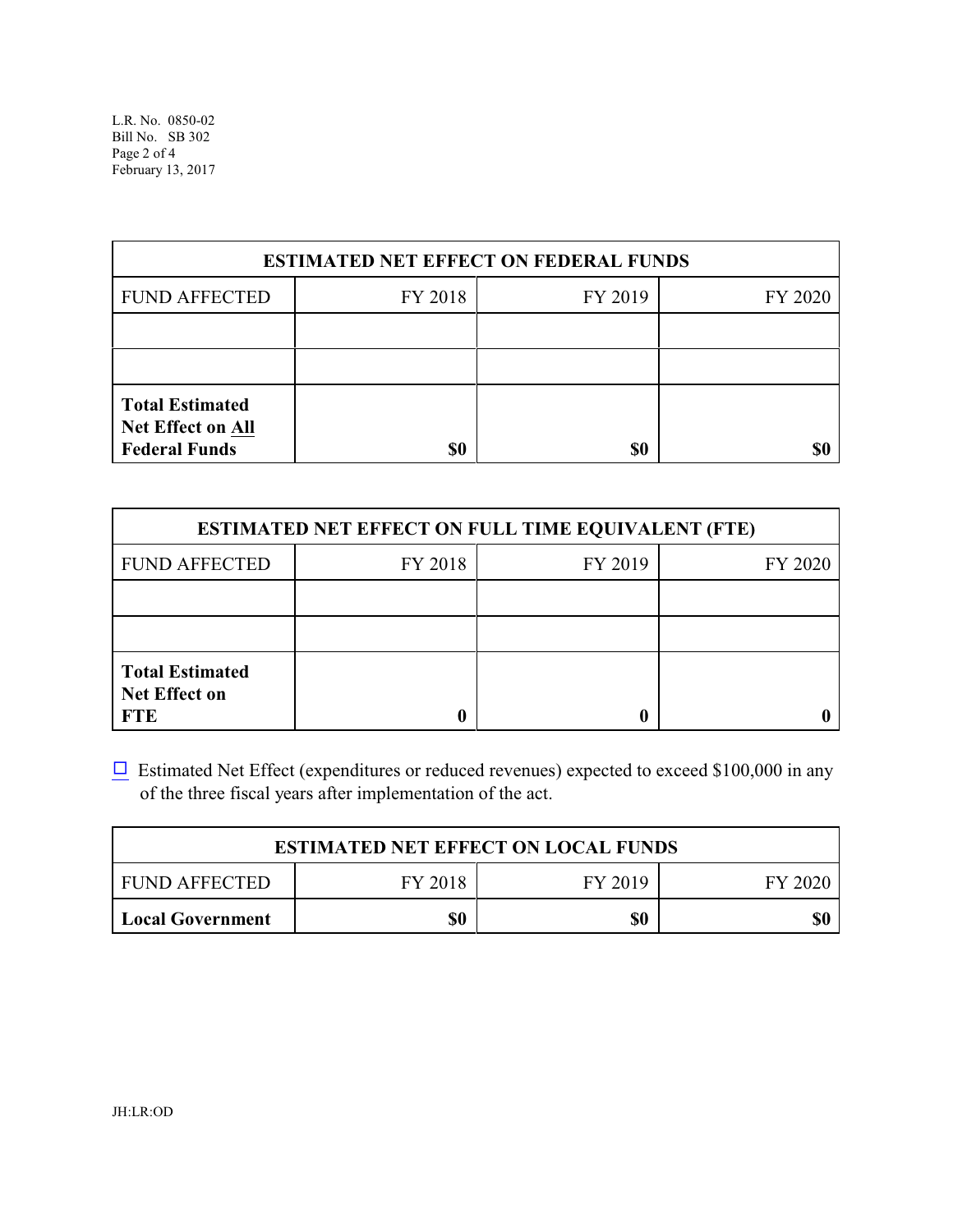| ESTIMATED NET EFFECT ON FEDERAL FUNDS | | | |
|---|---|---|---|
| FUND AFFECTED | FY 2018 | FY 2019 | FY 2020 |
| | | | |
| | | | |
| **Total Estimated Net Effect on <u>All</u> Federal Funds** | **$0** | **$0** | **$0** |

| ESTIMATED NET EFFECT ON FULL TIME EQUIVALENT (FTE) | | | |
|---|---|---|---|
| FUND AFFECTED | FY 2018 | FY 2019 | FY 2020 |
| | | | |
| | | | |
| **Total Estimated Net Effect on FTE** | **0** | **0** | **0** |

☐ Estimated Net Effect (expenditures or reduced revenues) expected to exceed $100,000 in any of the three fiscal years after implementation of the act.

| ESTIMATED NET EFFECT ON LOCAL FUNDS | | | |
|---|---|---|---|
| FUND AFFECTED | FY 2018 | FY 2019 | FY 2020 |
| **Local Government** | **$0** | **$0** | **$0** |

JH:LR:OD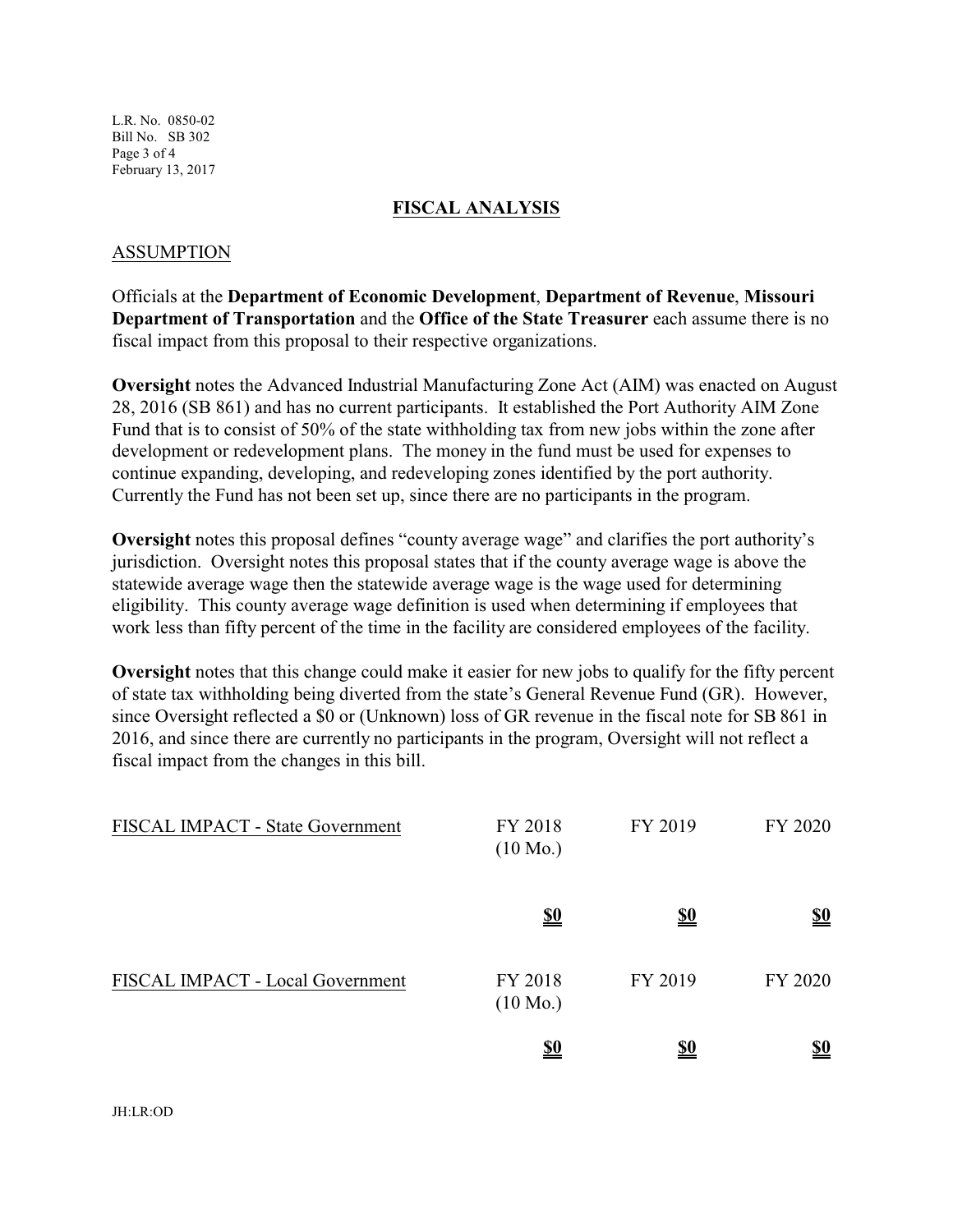## FISCAL ANALYSIS

### ASSUMPTION

Officials at the **Department of Economic Development**, **Department of Revenue**, **Missouri Department of Transportation** and the **Office of the State Treasurer** each assume there is no fiscal impact from this proposal to their respective organizations.

**Oversight** notes the Advanced Industrial Manufacturing Zone Act (AIM) was enacted on August 28, 2016 (SB 861) and has no current participants. It established the Port Authority AIM Zone Fund that is to consist of 50% of the state withholding tax from new jobs within the zone after development or redevelopment plans. The money in the fund must be used for expenses to continue expanding, developing, and redeveloping zones identified by the port authority. Currently the Fund has not been set up, since there are no participants in the program.

**Oversight** notes this proposal defines "county average wage" and clarifies the port authority's jurisdiction. Oversight notes this proposal states that if the county average wage is above the statewide average wage then the statewide average wage is the wage used for determining eligibility. This county average wage definition is used when determining if employees that work less than fifty percent of the time in the facility are considered employees of the facility.

**Oversight** notes that this change could make it easier for new jobs to qualify for the fifty percent of state tax withholding being diverted from the state's General Revenue Fund (GR). However, since Oversight reflected a $0 or (Unknown) loss of GR revenue in the fiscal note for SB 861 in 2016, and since there are currently no participants in the program, Oversight will not reflect a fiscal impact from the changes in this bill.

| FISCAL IMPACT - State Government | FY 2018 (10 Mo.) | FY 2019 | FY 2020 |
|---|---|---|---|
| | **$0** | **$0** | **$0** |

| FISCAL IMPACT - Local Government | FY 2018 (10 Mo.) | FY 2019 | FY 2020 |
|---|---|---|---|
| | **$0** | **$0** | **$0** |

JH:LR:OD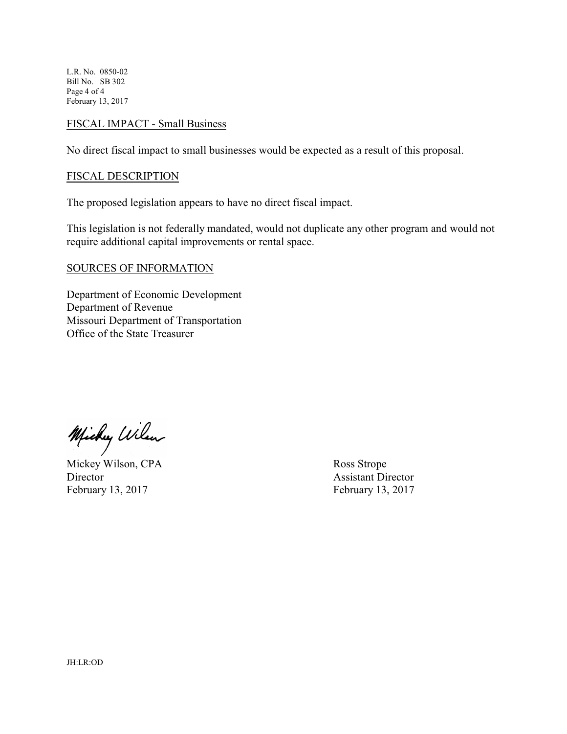FISCAL IMPACT - Small Business

No direct fiscal impact to small businesses would be expected as a result of this proposal.

FISCAL DESCRIPTION

The proposed legislation appears to have no direct fiscal impact.

This legislation is not federally mandated, would not duplicate any other program and would not require additional capital improvements or rental space.

SOURCES OF INFORMATION

Department of Economic Development
Department of Revenue
Missouri Department of Transportation
Office of the State Treasurer

Mickey Wilson, CPA
Director
February 13, 2017

Ross Strope
Assistant Director
February 13, 2017

JH:LR:OD